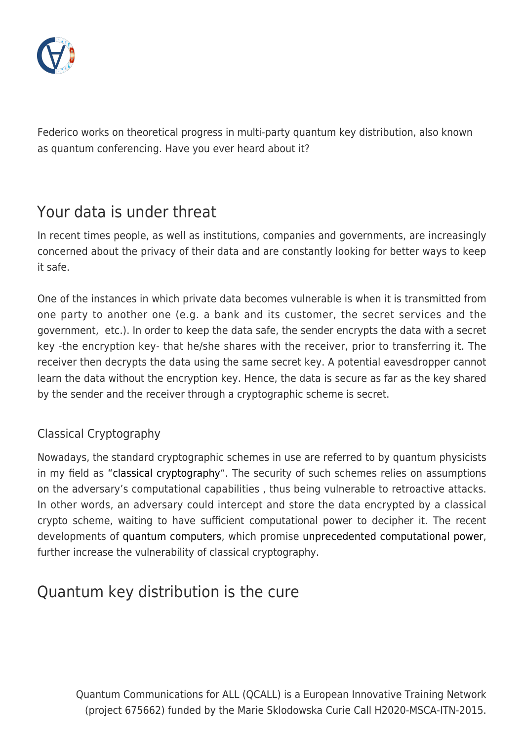Federico works on theoretical progress in multi-party quantum key distribution, also known as quantum conferencing. Have you ever heard about it?

## Your data is under threat

In recent times people, as well as institutions, companies and governments, are increasingly concerned about the privacy of their data and are constantly looking for better ways to keep it safe.

One of the instances in which private data becomes vulnerable is when it is transmitted from one party to another one (e.g. a bank and its customer, the secret services and the government, etc.). In order to keep the data safe, the sender encrypts the data with a secret key -the encryption key- that he/she shares with the receiver, prior to transferring it. The receiver then decrypts the data using the same secret key. A potential eavesdropper cannot learn the data without the encryption key. Hence, the data is secure as far as the key shared by the sender and the receiver through a cryptographic scheme is secret.

### Classical Cryptography

Nowadays, the standard cryptographic schemes in use are referred to by quantum physicists in my field as "classical cryptography". The security of such schemes relies on assumptions on the adversary's computational capabilities , thus being vulnerable to retroactive attacks. In other words, an adversary could intercept and store the data encrypted by a classical crypto scheme, waiting to have sufficient computational power to decipher it. The recent developments of quantum computers, which promise unprecedented computational power, further increase the vulnerability of classical cryptography.

## Quantum key distribution is the cure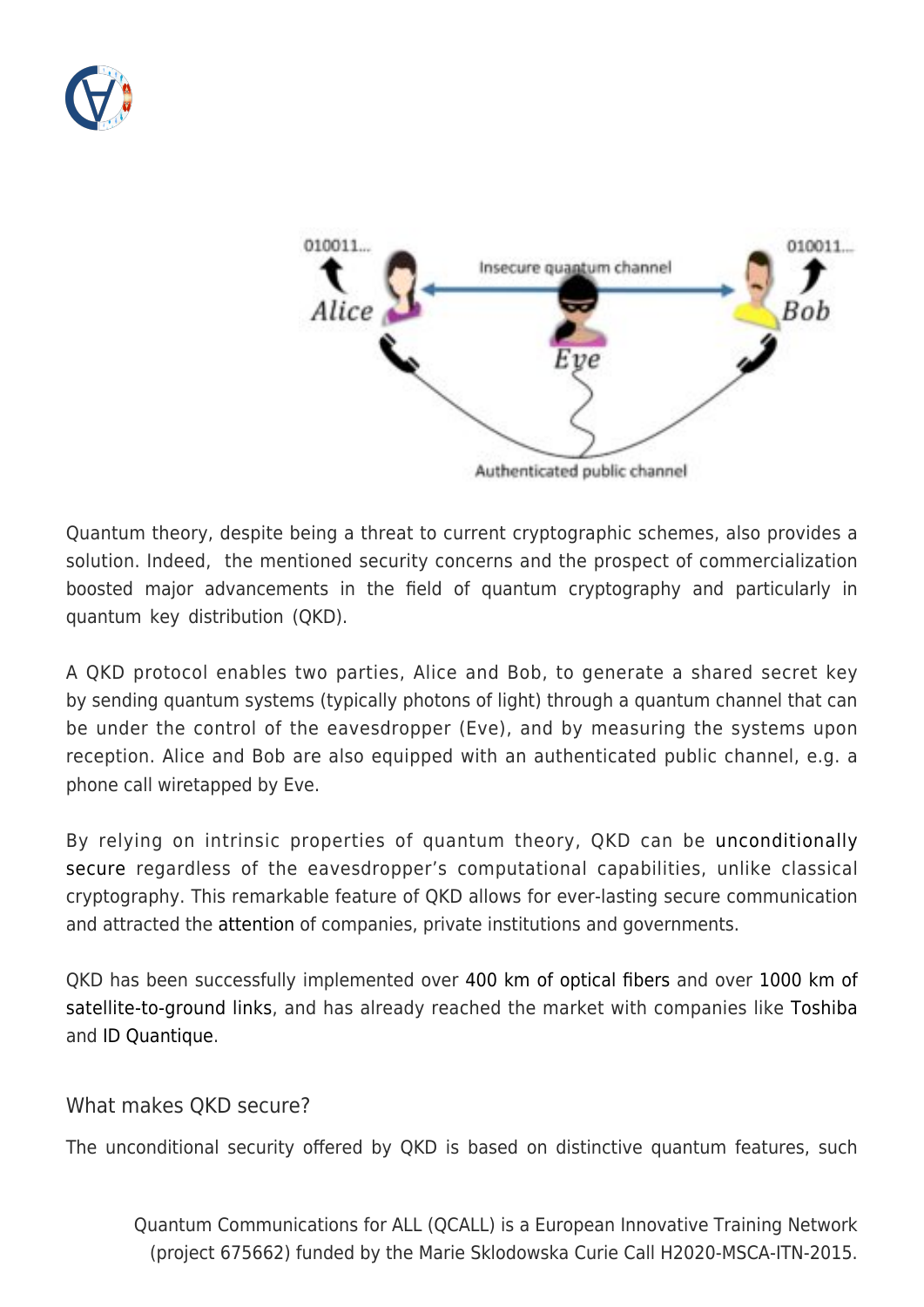Quantum theory, despite being a threat to current cryptographic schemes, also provides a solution. Indeed, the mentioned security concerns and the prospect of commercialization boosted major advancements in the field of quantum cryptography and particularly in quantum key distribution (QKD).

A QKD protocol enables two parties, Alice and Bob, to generate a shared secret key by sending quantum systems (typically photons of light) through a quantum channel that can be under the control of the eavesdropper (Eve), and by measuring the systems upon reception. Alice and Bob are also equipped with an authenticated public channel, e.g. a phone call wiretapped by Eve.

By relying on intrinsic properties of quantum theory, QKD can be unconditionally secure regardless of the eavesdropper's computational capabilities, unlike classical cryptography. This remarkable feature of QKD allows for ever-lasting secure communication and attracted the attention of companies, private institutions and governments.

QKD has been successfully implemented over 400 km of optical fibers and over 1000 km of satellite-to-ground links, and has already reached the market with companies like Toshiba and ID Quantique.

## What makes QKD secure?

The unconditional security offered by QKD is based on distinctive quantum features, such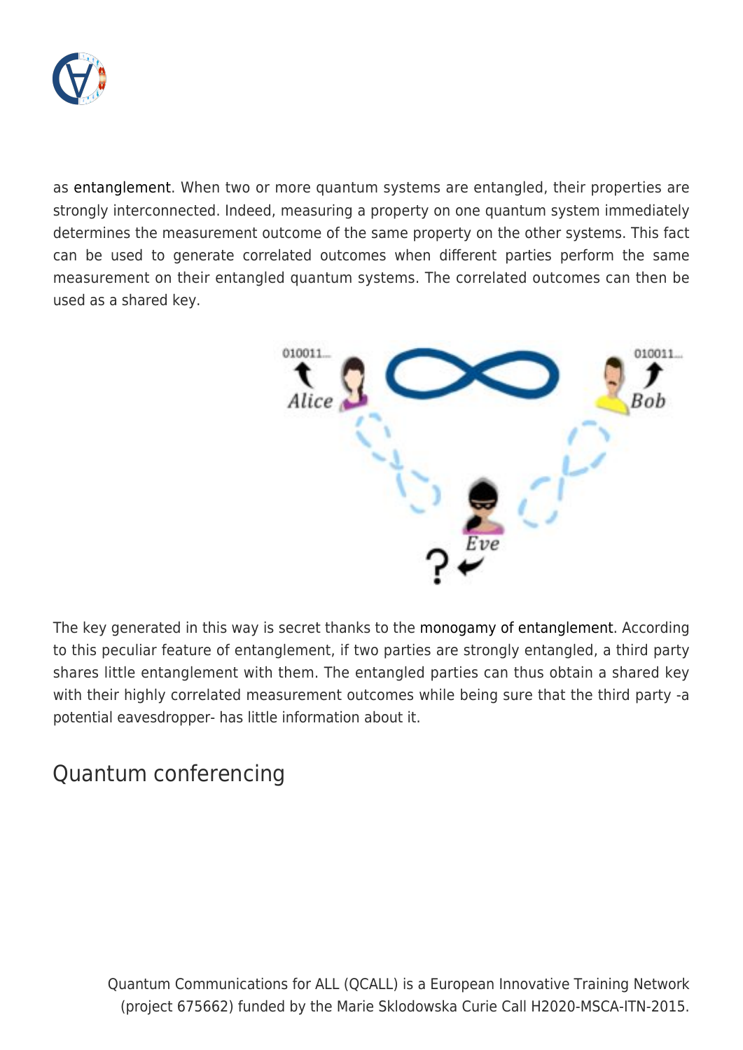as entanglement. When two or more quantum systems are entangled, their properties are strongly interconnected. Indeed, measuring a property on one quantum system immediately determines the measurement outcome of the same property on the other systems. This fact can be used to generate correlated outcomes when different parties perform the same measurement on their entangled quantum systems. The correlated outcomes can then be used as a shared key.

010011...
Alice
010011...
Bob
Eve
?

The key generated in this way is secret thanks to the monogamy of entanglement. According to this peculiar feature of entanglement, if two parties are strongly entangled, a third party shares little entanglement with them. The entangled parties can thus obtain a shared key with their highly correlated measurement outcomes while being sure that the third party -a potential eavesdropper- has little information about it.

## Quantum conferencing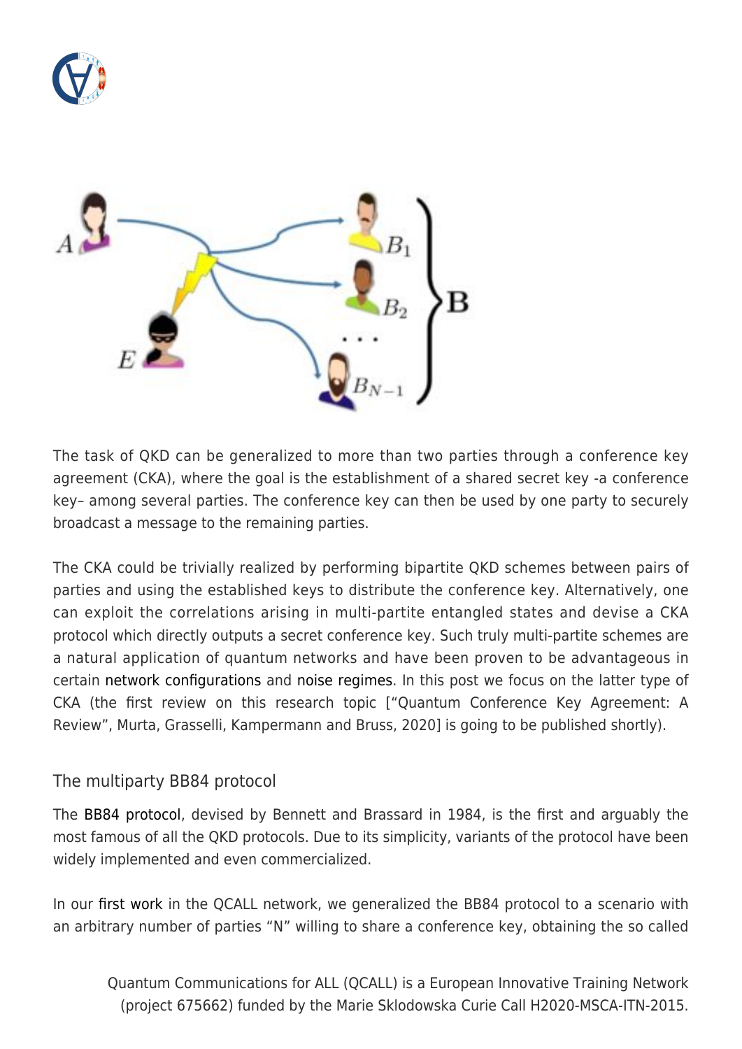The task of QKD can be generalized to more than two parties through a conference key agreement (CKA), where the goal is the establishment of a shared secret key -a conference key– among several parties. The conference key can then be used by one party to securely broadcast a message to the remaining parties.

The CKA could be trivially realized by performing bipartite QKD schemes between pairs of parties and using the established keys to distribute the conference key. Alternatively, one can exploit the correlations arising in multi-partite entangled states and devise a CKA protocol which directly outputs a secret conference key. Such truly multi-partite schemes are a natural application of quantum networks and have been proven to be advantageous in certain network configurations and noise regimes. In this post we focus on the latter type of CKA (the first review on this research topic ["Quantum Conference Key Agreement: A Review", Murta, Grasselli, Kampermann and Bruss, 2020] is going to be published shortly).

## The multiparty BB84 protocol

The BB84 protocol, devised by Bennett and Brassard in 1984, is the first and arguably the most famous of all the QKD protocols. Due to its simplicity, variants of the protocol have been widely implemented and even commercialized.

In our first work in the QCALL network, we generalized the BB84 protocol to a scenario with an arbitrary number of parties "N" willing to share a conference key, obtaining the so called

Quantum Communications for ALL (QCALL) is a European Innovative Training Network (project 675662) funded by the Marie Sklodowska Curie Call H2020-MSCA-ITN-2015.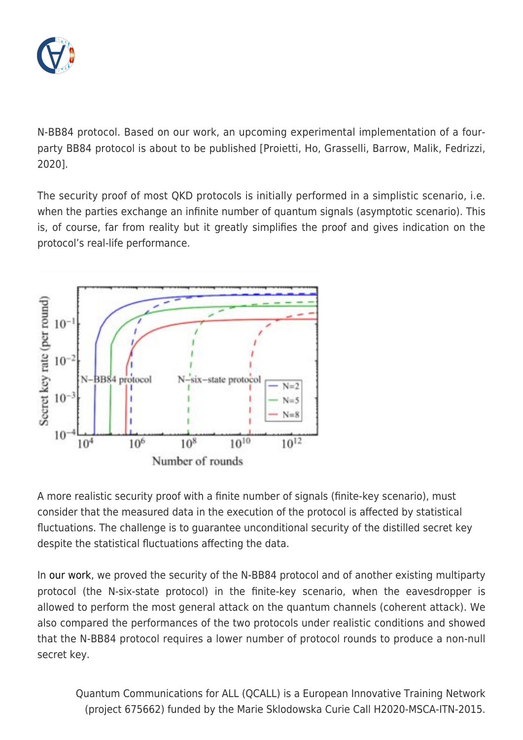N-BB84 protocol. Based on our work, an upcoming experimental implementation of a four-party BB84 protocol is about to be published [Proietti, Ho, Grasselli, Barrow, Malik, Fedrizzi, 2020].

The security proof of most QKD protocols is initially performed in a simplistic scenario, i.e. when the parties exchange an infinite number of quantum signals (asymptotic scenario). This is, of course, far from reality but it greatly simplifies the proof and gives indication on the protocol's real-life performance.

Secret key rate (per round)

$10^{-1}$
$10^{-2}$
$10^{-3}$
$10^{-4}$

$10^{4}$ $10^{6}$ $10^{8}$ $10^{10}$ $10^{12}$

Number of rounds

N–BB84 protocol

N–six–state protocol

N=2
N=5
N=8

A more realistic security proof with a finite number of signals (finite-key scenario), must consider that the measured data in the execution of the protocol is affected by statistical fluctuations. The challenge is to guarantee unconditional security of the distilled secret key despite the statistical fluctuations affecting the data.

In our work, we proved the security of the N-BB84 protocol and of another existing multiparty protocol (the N-six-state protocol) in the finite-key scenario, when the eavesdropper is allowed to perform the most general attack on the quantum channels (coherent attack). We also compared the performances of the two protocols under realistic conditions and showed that the N-BB84 protocol requires a lower number of protocol rounds to produce a non-null secret key.

Quantum Communications for ALL (QCALL) is a European Innovative Training Network (project 675662) funded by the Marie Sklodowska Curie Call H2020-MSCA-ITN-2015.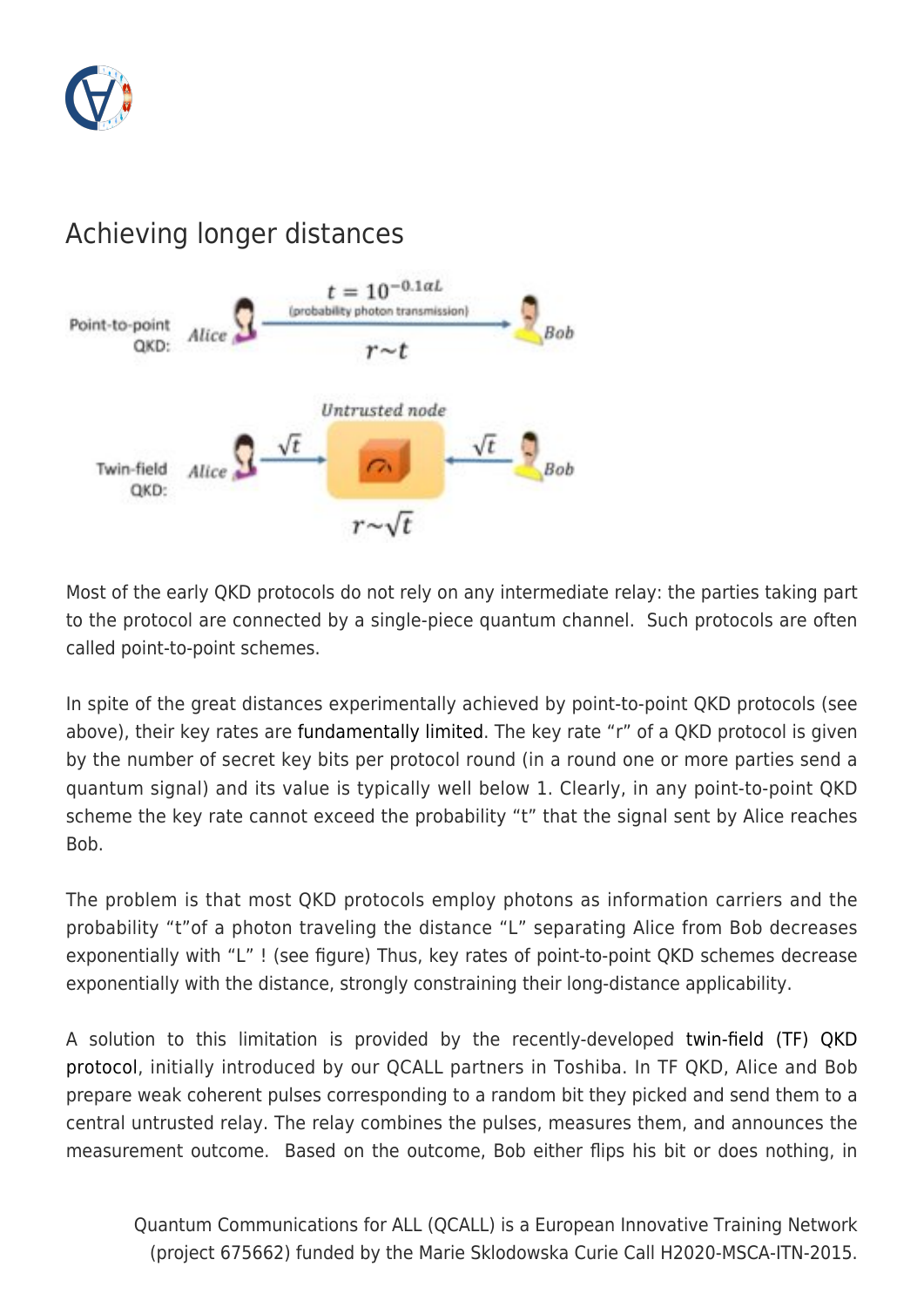## Achieving longer distances

Point-to-point QKD: Alice $t = 10^{-0.1\alpha L}$ (probability photon transmission) Bob

$r \sim t$

Untrusted node

Twin-field QKD: Alice $\sqrt{t}$ $\sqrt{t}$ Bob

$r \sim \sqrt{t}$

Most of the early QKD protocols do not rely on any intermediate relay: the parties taking part to the protocol are connected by a single-piece quantum channel. Such protocols are often called point-to-point schemes.

In spite of the great distances experimentally achieved by point-to-point QKD protocols (see above), their key rates are fundamentally limited. The key rate "r" of a QKD protocol is given by the number of secret key bits per protocol round (in a round one or more parties send a quantum signal) and its value is typically well below 1. Clearly, in any point-to-point QKD scheme the key rate cannot exceed the probability "t" that the signal sent by Alice reaches Bob.

The problem is that most QKD protocols employ photons as information carriers and the probability "t"of a photon traveling the distance "L" separating Alice from Bob decreases exponentially with "L" ! (see figure) Thus, key rates of point-to-point QKD schemes decrease exponentially with the distance, strongly constraining their long-distance applicability.

A solution to this limitation is provided by the recently-developed twin-field (TF) QKD protocol, initially introduced by our QCALL partners in Toshiba. In TF QKD, Alice and Bob prepare weak coherent pulses corresponding to a random bit they picked and send them to a central untrusted relay. The relay combines the pulses, measures them, and announces the measurement outcome. Based on the outcome, Bob either flips his bit or does nothing, in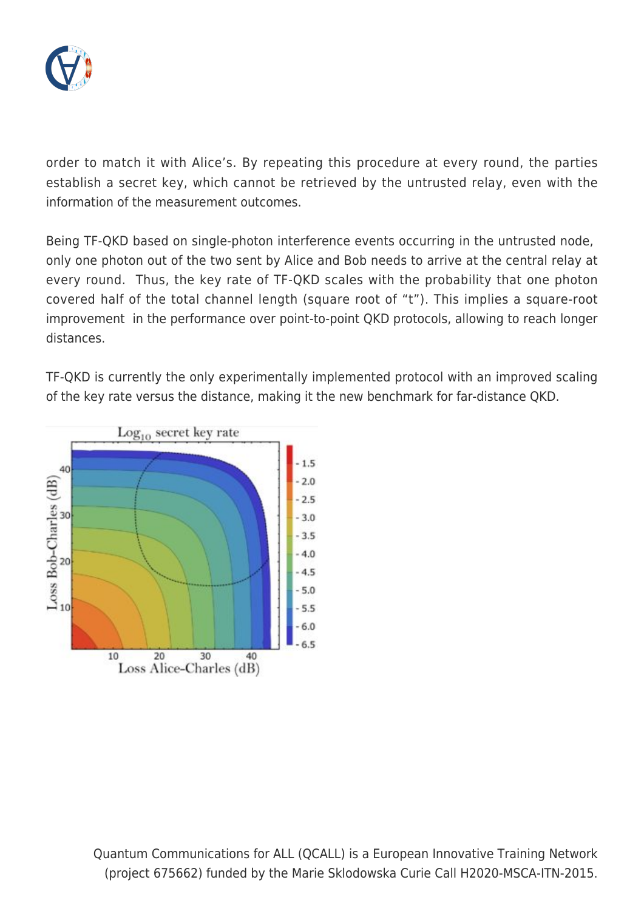order to match it with Alice's. By repeating this procedure at every round, the parties establish a secret key, which cannot be retrieved by the untrusted relay, even with the information of the measurement outcomes.

Being TF-QKD based on single-photon interference events occurring in the untrusted node, only one photon out of the two sent by Alice and Bob needs to arrive at the central relay at every round. Thus, the key rate of TF-QKD scales with the probability that one photon covered half of the total channel length (square root of "t"). This implies a square-root improvement in the performance over point-to-point QKD protocols, allowing to reach longer distances.

TF-QKD is currently the only experimentally implemented protocol with an improved scaling of the key rate versus the distance, making it the new benchmark for far-distance QKD.

$\text{Log}_{10}$ secret key rate

Loss Bob-Charles (dB)

10
20
30
40

Loss Alice-Charles (dB)

10
20
30
40

1.5
2.0
2.5
3.0
3.5
4.0
4.5
5.0
5.5
6.0
6.5

Quantum Communications for ALL (QCALL) is a European Innovative Training Network (project 675662) funded by the Marie Sklodowska Curie Call H2020-MSCA-ITN-2015.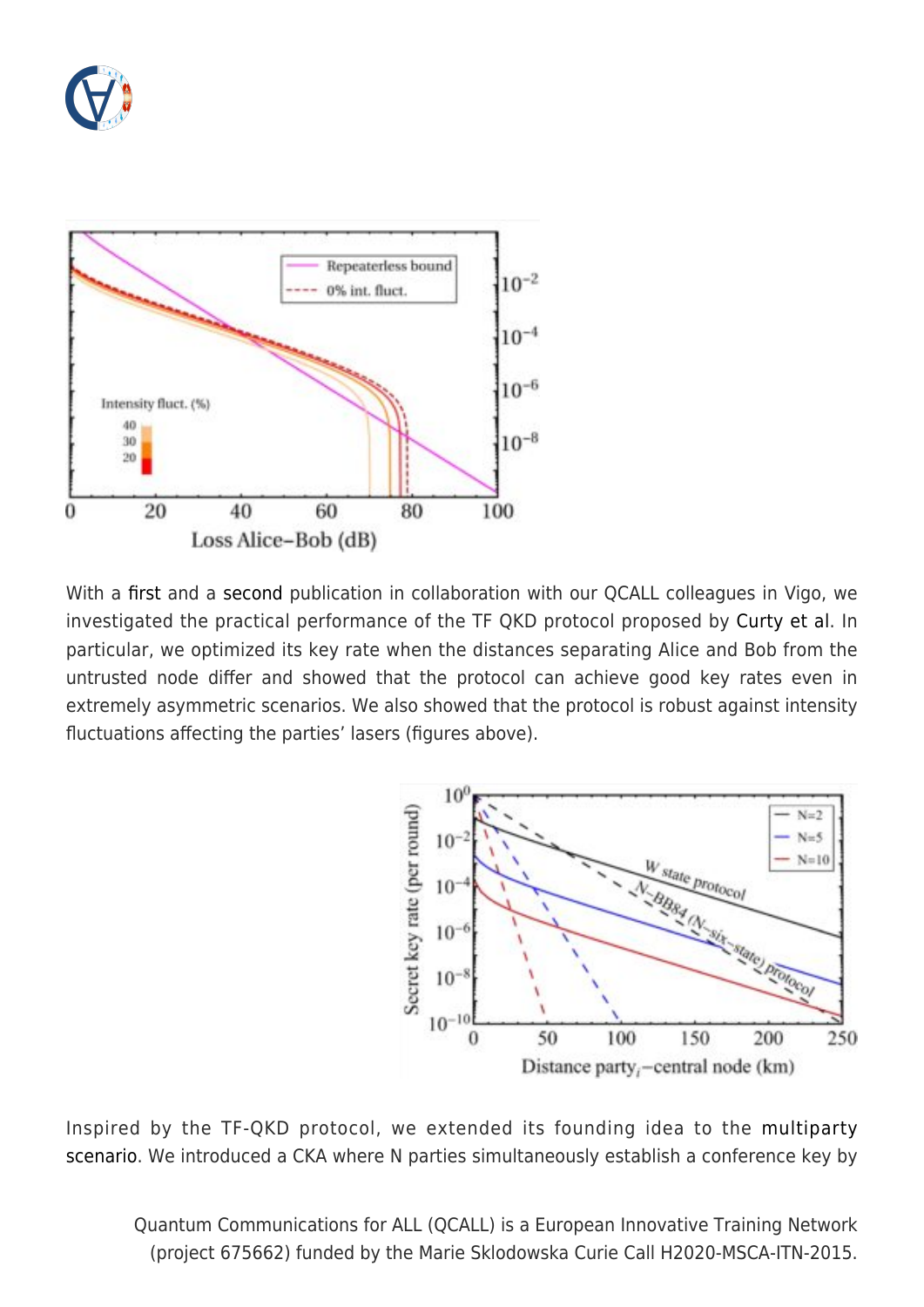With a first and a second publication in collaboration with our QCALL colleagues in Vigo, we investigated the practical performance of the TF QKD protocol proposed by Curty et al. In particular, we optimized its key rate when the distances separating Alice and Bob from the untrusted node differ and showed that the protocol can achieve good key rates even in extremely asymmetric scenarios. We also showed that the protocol is robust against intensity fluctuations affecting the parties' lasers (figures above).

Inspired by the TF-QKD protocol, we extended its founding idea to the multiparty scenario. We introduced a CKA where N parties simultaneously establish a conference key by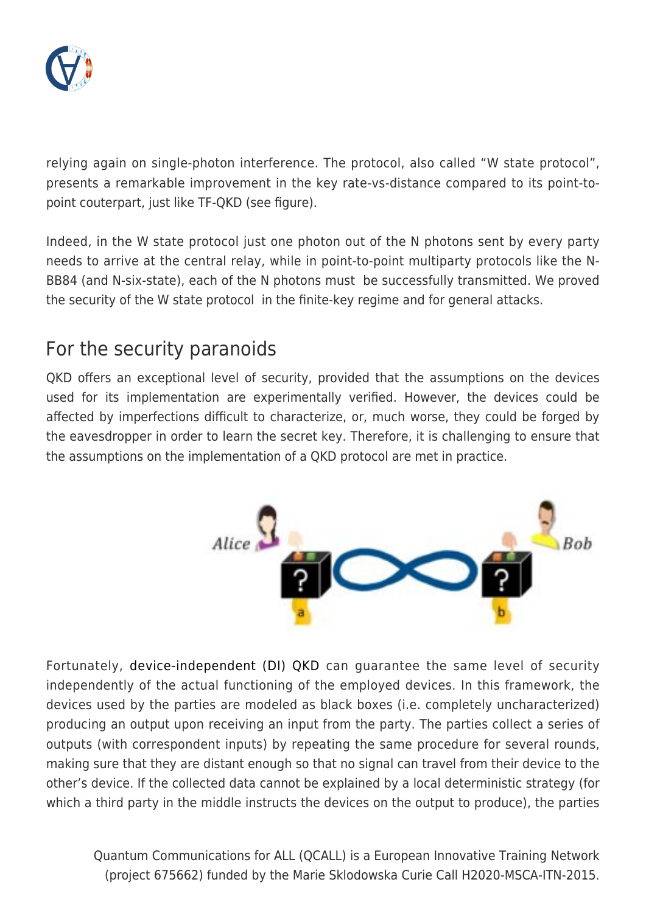relying again on single-photon interference. The protocol, also called “W state protocol”, presents a remarkable improvement in the key rate-vs-distance compared to its point-to-point couterpart, just like TF-QKD (see figure).

Indeed, in the W state protocol just one photon out of the N photons sent by every party needs to arrive at the central relay, while in point-to-point multiparty protocols like the N-BB84 (and N-six-state), each of the N photons must be successfully transmitted. We proved the security of the W state protocol in the finite-key regime and for general attacks.

## For the security paranoids

QKD offers an exceptional level of security, provided that the assumptions on the devices used for its implementation are experimentally verified. However, the devices could be affected by imperfections difficult to characterize, or, much worse, they could be forged by the eavesdropper in order to learn the secret key. Therefore, it is challenging to ensure that the assumptions on the implementation of a QKD protocol are met in practice.

Alice

Bob

?

?

a

b

Fortunately, device-independent (DI) QKD can guarantee the same level of security independently of the actual functioning of the employed devices. In this framework, the devices used by the parties are modeled as black boxes (i.e. completely uncharacterized) producing an output upon receiving an input from the party. The parties collect a series of outputs (with correspondent inputs) by repeating the same procedure for several rounds, making sure that they are distant enough so that no signal can travel from their device to the other's device. If the collected data cannot be explained by a local deterministic strategy (for which a third party in the middle instructs the devices on the output to produce), the parties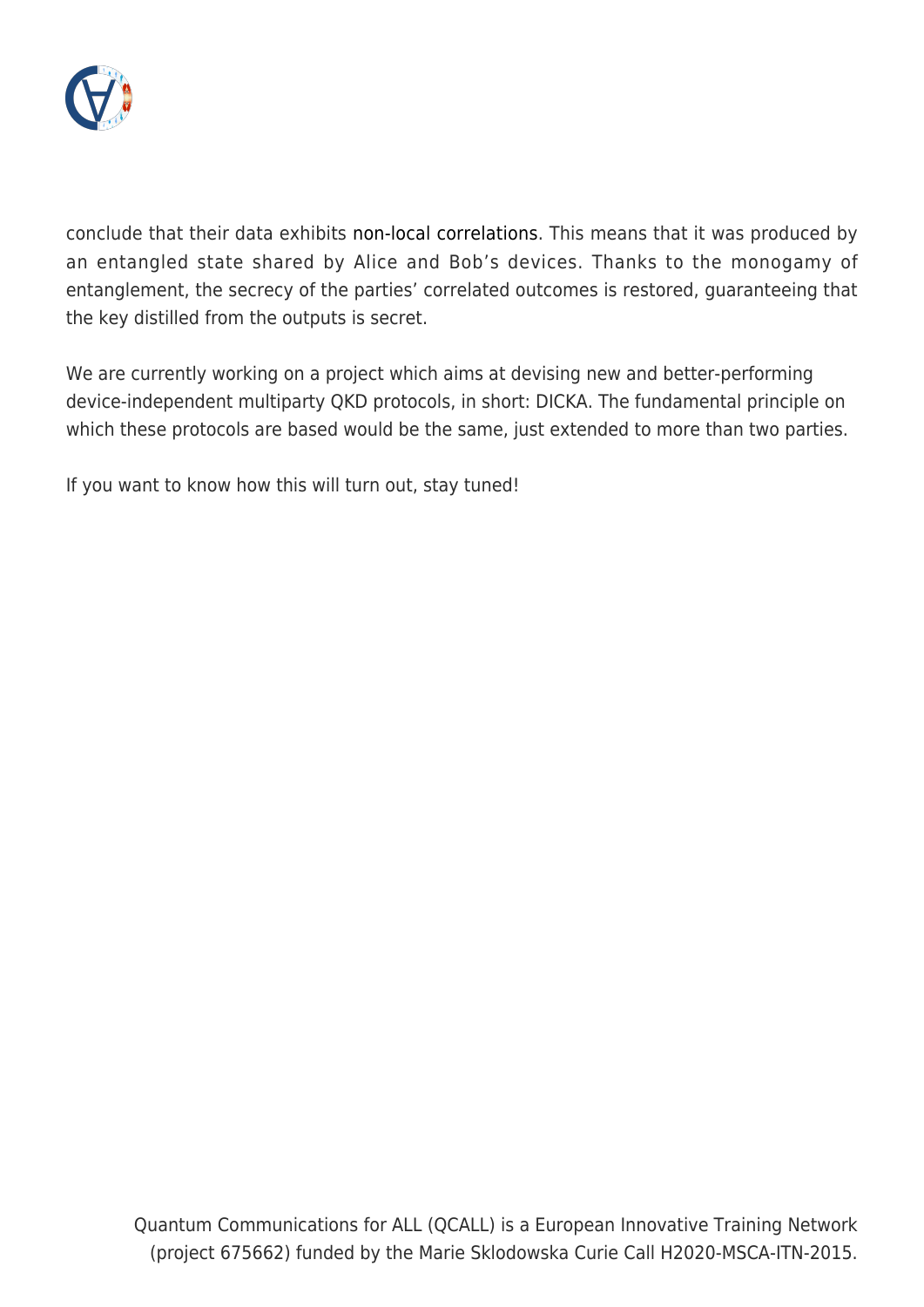conclude that their data exhibits non-local correlations. This means that it was produced by an entangled state shared by Alice and Bob's devices. Thanks to the monogamy of entanglement, the secrecy of the parties' correlated outcomes is restored, guaranteeing that the key distilled from the outputs is secret.

We are currently working on a project which aims at devising new and better-performing device-independent multiparty QKD protocols, in short: DICKA. The fundamental principle on which these protocols are based would be the same, just extended to more than two parties.

If you want to know how this will turn out, stay tuned!